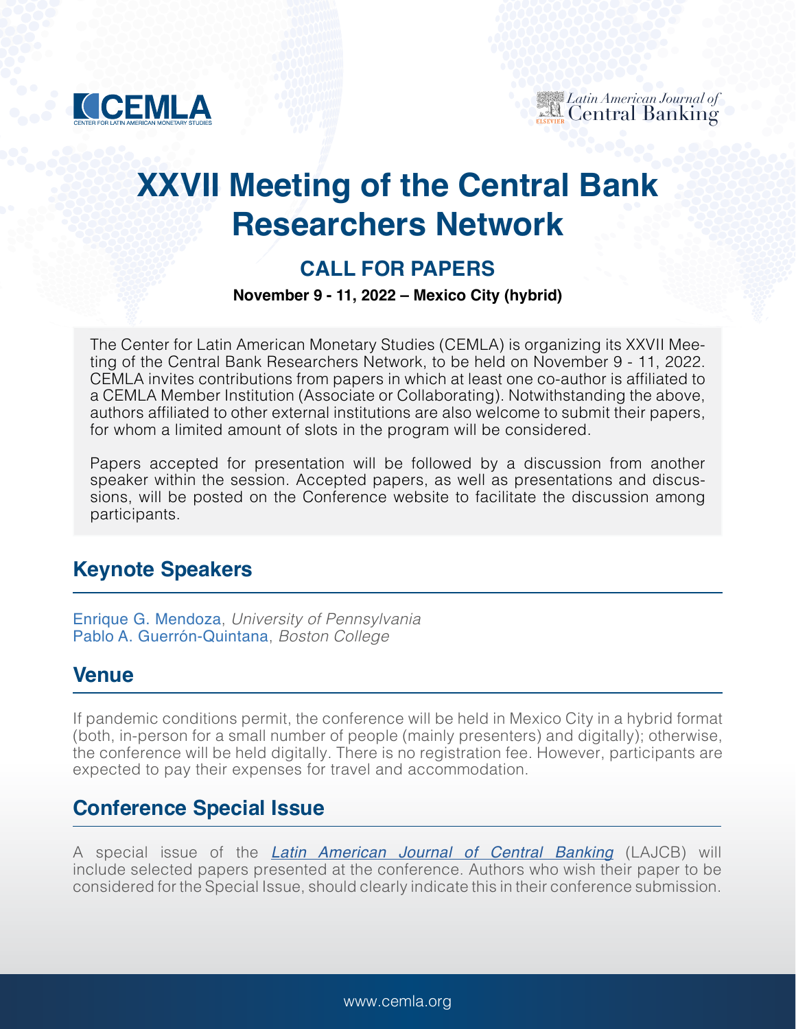# XXVII Meeting of the Central Bank Researchers Network

## CALL FOR PAPERS

**November 9 - 11, 2022 – Mexico City (hybrid)**

The Center for Latin American Monetary Studies (CEMLA) is organizing its XXVII Meeting of the Central Bank Researchers Network, to be held on November 9 - 11, 2022. CEMLA invites contributions from papers in which at least one co-author is affiliated to a CEMLA Member Institution (Associate or Collaborating). Notwithstanding the above, authors affiliated to other external institutions are also welcome to submit their papers, for whom a limited amount of slots in the program will be considered.

Papers accepted for presentation will be followed by a discussion from another speaker within the session. Accepted papers, as well as presentations and discussions, will be posted on the Conference website to facilitate the discussion among participants.

## Keynote Speakers

Enrique G. Mendoza, *University of Pennsylvania*
Pablo A. Guerrón-Quintana, *Boston College*

## Venue

If pandemic conditions permit, the conference will be held in Mexico City in a hybrid format (both, in-person for a small number of people (mainly presenters) and digitally); otherwise, the conference will be held digitally. There is no registration fee. However, participants are expected to pay their expenses for travel and accommodation.

## Conference Special Issue

A special issue of the *Latin American Journal of Central Banking* (LAJCB) will include selected papers presented at the conference. Authors who wish their paper to be considered for the Special Issue, should clearly indicate this in their conference submission.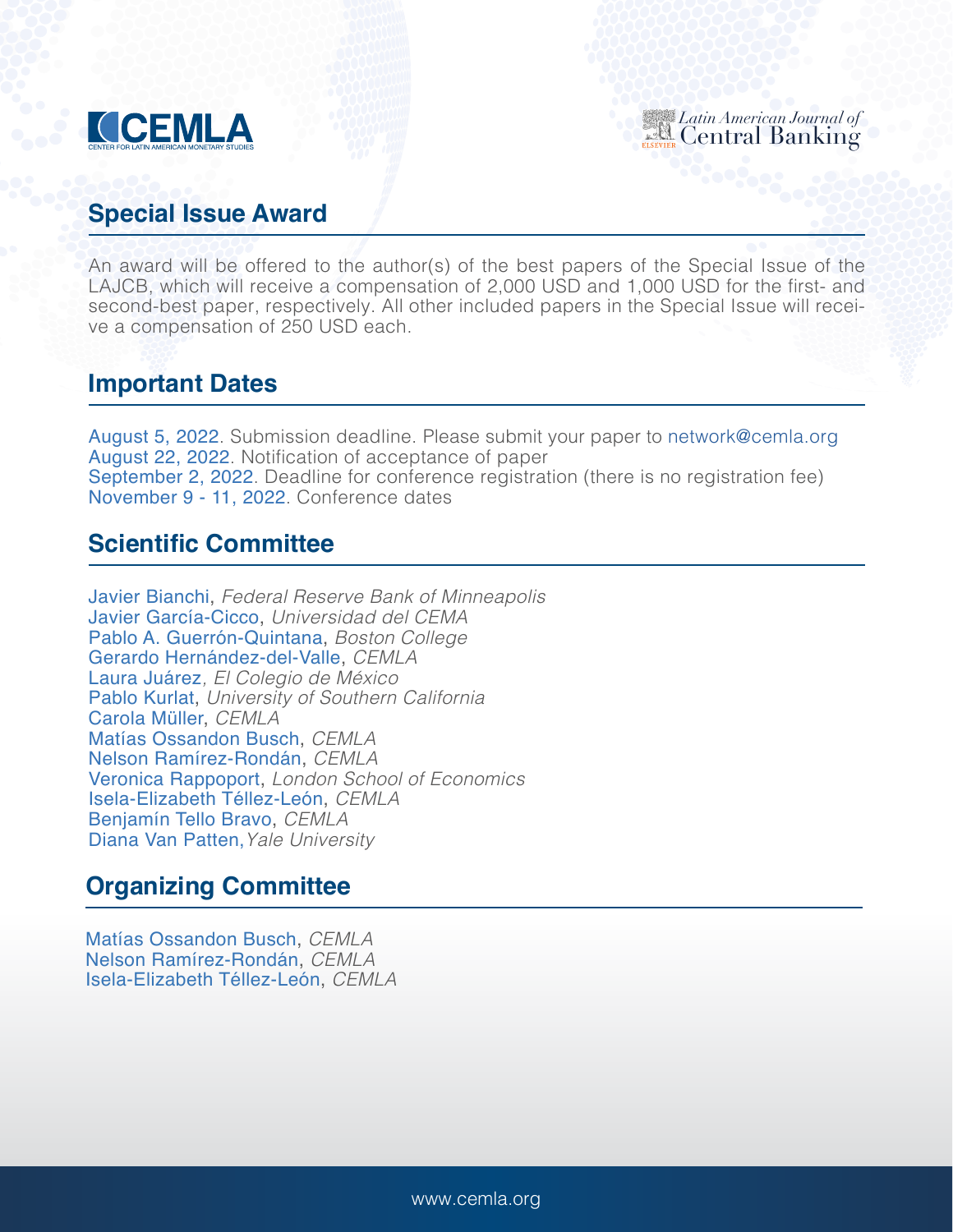## Special Issue Award

An award will be offered to the author(s) of the best papers of the Special Issue of the LAJCB, which will receive a compensation of 2,000 USD and 1,000 USD for the first- and second-best paper, respectively. All other included papers in the Special Issue will receive a compensation of 250 USD each.

## Important Dates

August 5, 2022. Submission deadline. Please submit your paper to network@cemla.org
August 22, 2022. Notification of acceptance of paper
September 2, 2022. Deadline for conference registration (there is no registration fee)
November 9 - 11, 2022. Conference dates

## Scientific Committee

Javier Bianchi, *Federal Reserve Bank of Minneapolis*
Javier García-Cicco, *Universidad del CEMA*
Pablo A. Guerrón-Quintana, *Boston College*
Gerardo Hernández-del-Valle, *CEMLA*
Laura Juárez, *El Colegio de México*
Pablo Kurlat, *University of Southern California*
Carola Müller, *CEMLA*
Matías Ossandon Busch, *CEMLA*
Nelson Ramírez-Rondán, *CEMLA*
Veronica Rappoport, *London School of Economics*
Isela-Elizabeth Téllez-León, *CEMLA*
Benjamín Tello Bravo, *CEMLA*
Diana Van Patten, *Yale University*

## Organizing Committee

Matías Ossandon Busch, *CEMLA*
Nelson Ramírez-Rondán, *CEMLA*
Isela-Elizabeth Téllez-León, *CEMLA*

www.cemla.org